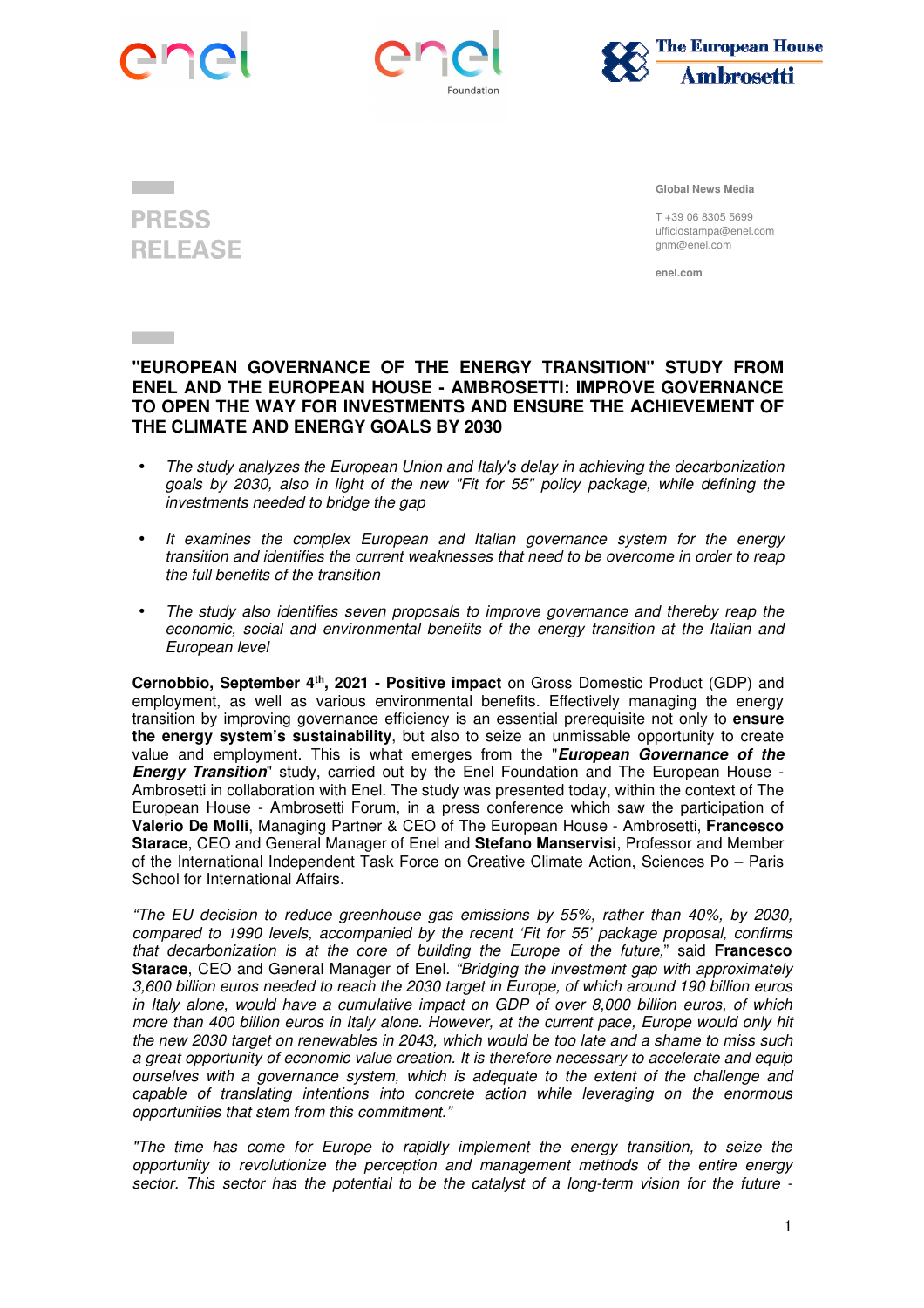**PRESS RELEASE**

Global News Media

T +39 06 8305 5699
ufficiostampa@enel.com
gnm@enel.com

enel.com

# "EUROPEAN GOVERNANCE OF THE ENERGY TRANSITION" STUDY FROM ENEL AND THE EUROPEAN HOUSE - AMBROSETTI: IMPROVE GOVERNANCE TO OPEN THE WAY FOR INVESTMENTS AND ENSURE THE ACHIEVEMENT OF THE CLIMATE AND ENERGY GOALS BY 2030

- *The study analyzes the European Union and Italy's delay in achieving the decarbonization goals by 2030, also in light of the new "Fit for 55" policy package, while defining the investments needed to bridge the gap*
- *It examines the complex European and Italian governance system for the energy transition and identifies the current weaknesses that need to be overcome in order to reap the full benefits of the transition*
- *The study also identifies seven proposals to improve governance and thereby reap the economic, social and environmental benefits of the energy transition at the Italian and European level*

**Cernobbio, September 4th, 2021 - Positive impact** on Gross Domestic Product (GDP) and employment, as well as various environmental benefits. Effectively managing the energy transition by improving governance efficiency is an essential prerequisite not only to **ensure the energy system's sustainability**, but also to seize an unmissable opportunity to create value and employment. This is what emerges from the "***European Governance of the Energy Transition***" study, carried out by the Enel Foundation and The European House - Ambrosetti in collaboration with Enel. The study was presented today, within the context of The European House - Ambrosetti Forum, in a press conference which saw the participation of **Valerio De Molli**, Managing Partner & CEO of The European House - Ambrosetti, **Francesco Starace**, CEO and General Manager of Enel and **Stefano Manservisi**, Professor and Member of the International Independent Task Force on Creative Climate Action, Sciences Po – Paris School for International Affairs.

*"The EU decision to reduce greenhouse gas emissions by 55%, rather than 40%, by 2030, compared to 1990 levels, accompanied by the recent 'Fit for 55' package proposal, confirms that decarbonization is at the core of building the Europe of the future,"* said **Francesco Starace**, CEO and General Manager of Enel. *"Bridging the investment gap with approximately 3,600 billion euros needed to reach the 2030 target in Europe, of which around 190 billion euros in Italy alone, would have a cumulative impact on GDP of over 8,000 billion euros, of which more than 400 billion euros in Italy alone. However, at the current pace, Europe would only hit the new 2030 target on renewables in 2043, which would be too late and a shame to miss such a great opportunity of economic value creation. It is therefore necessary to accelerate and equip ourselves with a governance system, which is adequate to the extent of the challenge and capable of translating intentions into concrete action while leveraging on the enormous opportunities that stem from this commitment."*

*"The time has come for Europe to rapidly implement the energy transition, to seize the opportunity to revolutionize the perception and management methods of the entire energy sector. This sector has the potential to be the catalyst of a long-term vision for the future -*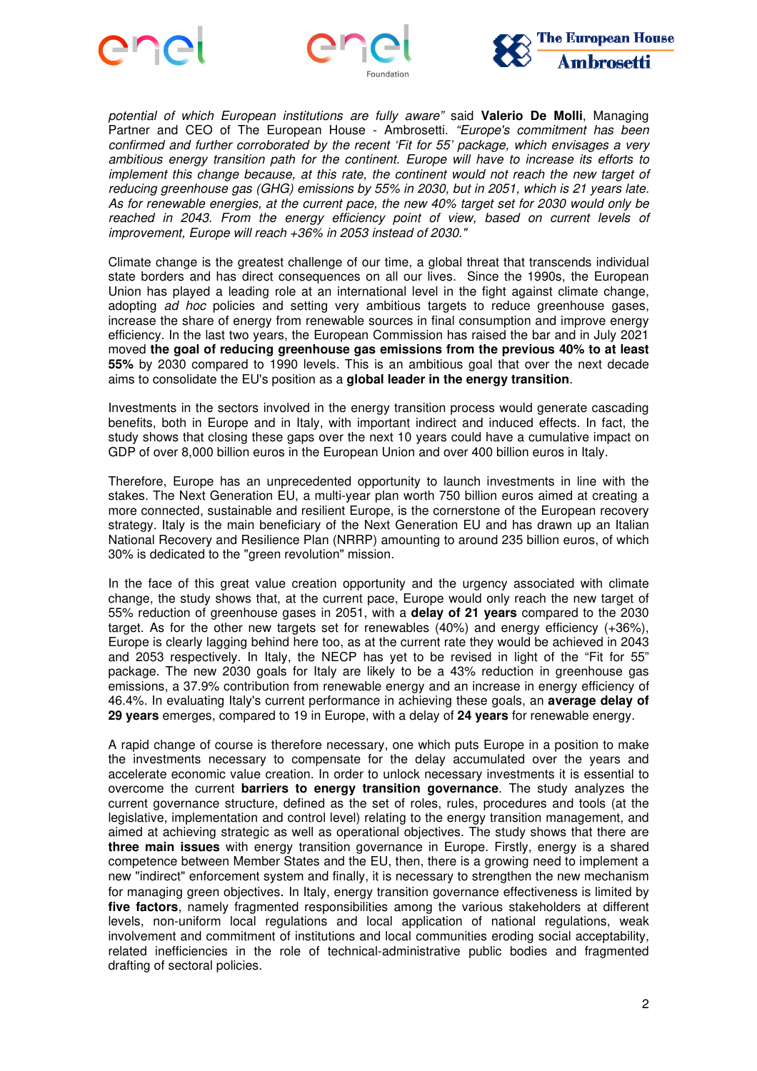*potential of which European institutions are fully aware"* said **Valerio De Molli**, Managing Partner and CEO of The European House - Ambrosetti. *"Europe's commitment has been confirmed and further corroborated by the recent 'Fit for 55' package, which envisages a very ambitious energy transition path for the continent. Europe will have to increase its efforts to implement this change because, at this rate, the continent would not reach the new target of reducing greenhouse gas (GHG) emissions by 55% in 2030, but in 2051, which is 21 years late. As for renewable energies, at the current pace, the new 40% target set for 2030 would only be reached in 2043. From the energy efficiency point of view, based on current levels of improvement, Europe will reach +36% in 2053 instead of 2030."*

Climate change is the greatest challenge of our time, a global threat that transcends individual state borders and has direct consequences on all our lives. Since the 1990s, the European Union has played a leading role at an international level in the fight against climate change, adopting *ad hoc* policies and setting very ambitious targets to reduce greenhouse gases, increase the share of energy from renewable sources in final consumption and improve energy efficiency. In the last two years, the European Commission has raised the bar and in July 2021 moved **the goal of reducing greenhouse gas emissions from the previous 40% to at least 55%** by 2030 compared to 1990 levels. This is an ambitious goal that over the next decade aims to consolidate the EU's position as a **global leader in the energy transition**.

Investments in the sectors involved in the energy transition process would generate cascading benefits, both in Europe and in Italy, with important indirect and induced effects. In fact, the study shows that closing these gaps over the next 10 years could have a cumulative impact on GDP of over 8,000 billion euros in the European Union and over 400 billion euros in Italy.

Therefore, Europe has an unprecedented opportunity to launch investments in line with the stakes. The Next Generation EU, a multi-year plan worth 750 billion euros aimed at creating a more connected, sustainable and resilient Europe, is the cornerstone of the European recovery strategy. Italy is the main beneficiary of the Next Generation EU and has drawn up an Italian National Recovery and Resilience Plan (NRRP) amounting to around 235 billion euros, of which 30% is dedicated to the "green revolution" mission.

In the face of this great value creation opportunity and the urgency associated with climate change, the study shows that, at the current pace, Europe would only reach the new target of 55% reduction of greenhouse gases in 2051, with a **delay of 21 years** compared to the 2030 target. As for the other new targets set for renewables (40%) and energy efficiency (+36%), Europe is clearly lagging behind here too, as at the current rate they would be achieved in 2043 and 2053 respectively. In Italy, the NECP has yet to be revised in light of the "Fit for 55" package. The new 2030 goals for Italy are likely to be a 43% reduction in greenhouse gas emissions, a 37.9% contribution from renewable energy and an increase in energy efficiency of 46.4%. In evaluating Italy's current performance in achieving these goals, an **average delay of 29 years** emerges, compared to 19 in Europe, with a delay of **24 years** for renewable energy.

A rapid change of course is therefore necessary, one which puts Europe in a position to make the investments necessary to compensate for the delay accumulated over the years and accelerate economic value creation. In order to unlock necessary investments it is essential to overcome the current **barriers to energy transition governance**. The study analyzes the current governance structure, defined as the set of roles, rules, procedures and tools (at the legislative, implementation and control level) relating to the energy transition management, and aimed at achieving strategic as well as operational objectives. The study shows that there are **three main issues** with energy transition governance in Europe. Firstly, energy is a shared competence between Member States and the EU, then, there is a growing need to implement a new "indirect" enforcement system and finally, it is necessary to strengthen the new mechanism for managing green objectives. In Italy, energy transition governance effectiveness is limited by **five factors**, namely fragmented responsibilities among the various stakeholders at different levels, non-uniform local regulations and local application of national regulations, weak involvement and commitment of institutions and local communities eroding social acceptability, related inefficiencies in the role of technical-administrative public bodies and fragmented drafting of sectoral policies.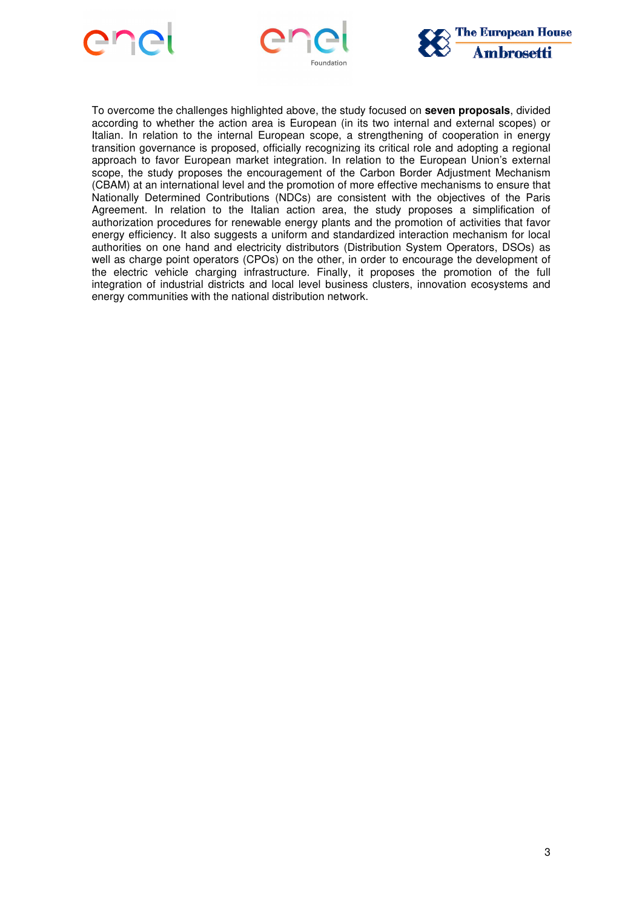To overcome the challenges highlighted above, the study focused on **seven proposals**, divided according to whether the action area is European (in its two internal and external scopes) or Italian. In relation to the internal European scope, a strengthening of cooperation in energy transition governance is proposed, officially recognizing its critical role and adopting a regional approach to favor European market integration. In relation to the European Union's external scope, the study proposes the encouragement of the Carbon Border Adjustment Mechanism (CBAM) at an international level and the promotion of more effective mechanisms to ensure that Nationally Determined Contributions (NDCs) are consistent with the objectives of the Paris Agreement. In relation to the Italian action area, the study proposes a simplification of authorization procedures for renewable energy plants and the promotion of activities that favor energy efficiency. It also suggests a uniform and standardized interaction mechanism for local authorities on one hand and electricity distributors (Distribution System Operators, DSOs) as well as charge point operators (CPOs) on the other, in order to encourage the development of the electric vehicle charging infrastructure. Finally, it proposes the promotion of the full integration of industrial districts and local level business clusters, innovation ecosystems and energy communities with the national distribution network.